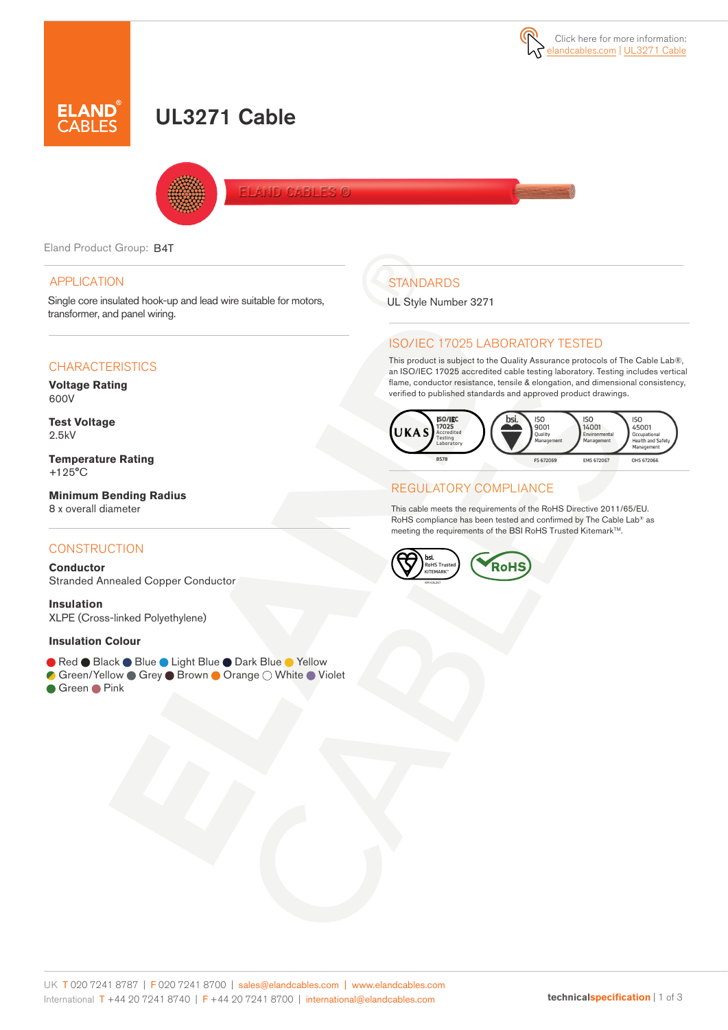Click here for more information: elandcables.com | UL3271 Cable

# UL3271 Cable

Eland Product Group: B4T

## APPLICATION

Single core insulated hook-up and lead wire suitable for motors, transformer, and panel wiring.

## CHARACTERISTICS

**Voltage Rating**
600V

**Test Voltage**
2.5kV

**Temperature Rating**
+125°C

**Minimum Bending Radius**
8 x overall diameter

## CONSTRUCTION

**Conductor**
Stranded Annealed Copper Conductor

**Insulation**
XLPE (Cross-linked Polyethylene)

**Insulation Colour**

Red, Black, Blue, Light Blue, Dark Blue, Yellow, Green/Yellow, Grey, Brown, Orange, White, Violet, Green, Pink

## STANDARDS

UL Style Number 3271

## ISO/IEC 17025 LABORATORY TESTED

This product is subject to the Quality Assurance protocols of The Cable Lab®, an ISO/IEC 17025 accredited cable testing laboratory. Testing includes vertical flame, conductor resistance, tensile & elongation, and dimensional consistency, verified to published standards and approved product drawings.

UKAS ISO/IEC 17025 Accredited Testing Laboratory 8578 | bsi. ISO 9001 Quality Management FS 672069 | ISO 14001 Environmental Management EMS 672067 | ISO 45001 Occupational Health and Safety Management OHS 672066

## REGULATORY COMPLIANCE

This cable meets the requirements of the RoHS Directive 2011/65/EU. RoHS compliance has been tested and confirmed by The Cable Lab® as meeting the requirements of the BSI RoHS Trusted Kitemark™.

bsi. RoHS Trusted KITEMARK™ | RoHS

UK T 020 7241 8787 | F 020 7241 8700 | sales@elandcables.com | www.elandcables.com
International T +44 20 7241 8740 | F +44 20 7241 8700 | international@elandcables.com

technicalspecification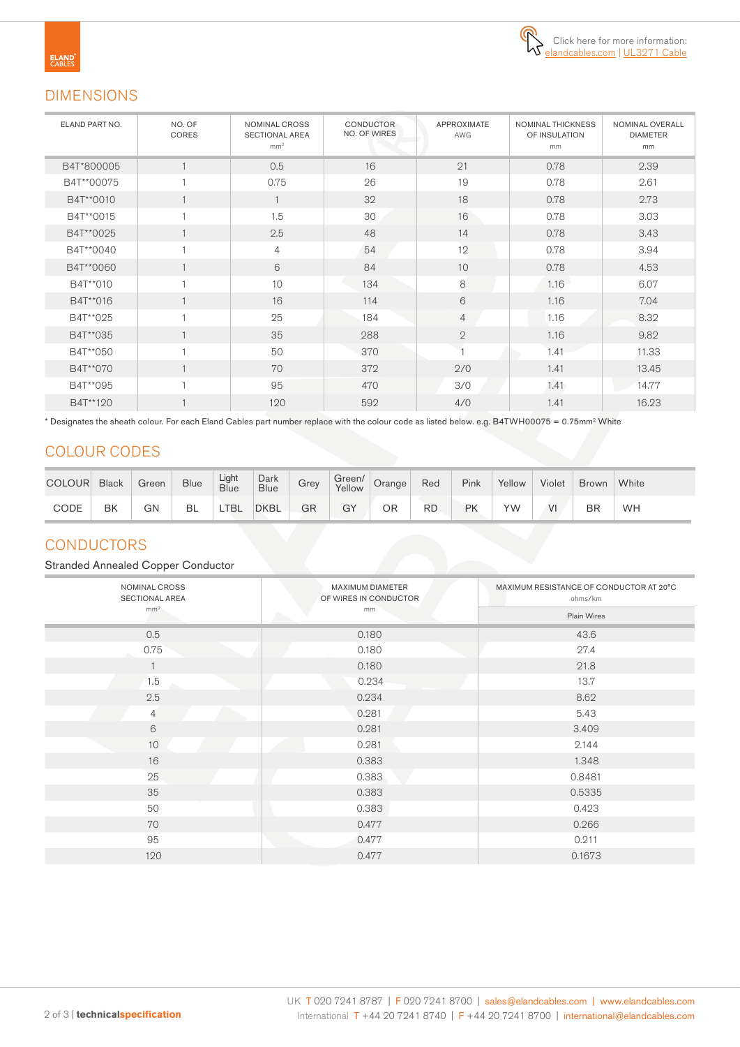Click here for more information: elandcables.com | UL3271 Cable

## DIMENSIONS

| ELAND PART NO. | NO. OF CORES | NOMINAL CROSS SECTIONAL AREA mm² | CONDUCTOR NO. OF WIRES | APPROXIMATE AWG | NOMINAL THICKNESS OF INSULATION mm | NOMINAL OVERALL DIAMETER mm |
|---|---|---|---|---|---|---|
| B4T*800005 | 1 | 0.5 | 16 | 21 | 0.78 | 2.39 |
| B4T**00075 | 1 | 0.75 | 26 | 19 | 0.78 | 2.61 |
| B4T**0010 | 1 | 1 | 32 | 18 | 0.78 | 2.73 |
| B4T**0015 | 1 | 1.5 | 30 | 16 | 0.78 | 3.03 |
| B4T**0025 | 1 | 2.5 | 48 | 14 | 0.78 | 3.43 |
| B4T**0040 | 1 | 4 | 54 | 12 | 0.78 | 3.94 |
| B4T**0060 | 1 | 6 | 84 | 10 | 0.78 | 4.53 |
| B4T**010 | 1 | 10 | 134 | 8 | 1.16 | 6.07 |
| B4T**016 | 1 | 16 | 114 | 6 | 1.16 | 7.04 |
| B4T**025 | 1 | 25 | 184 | 4 | 1.16 | 8.32 |
| B4T**035 | 1 | 35 | 288 | 2 | 1.16 | 9.82 |
| B4T**050 | 1 | 50 | 370 | 1 | 1.41 | 11.33 |
| B4T**070 | 1 | 70 | 372 | 2/0 | 1.41 | 13.45 |
| B4T**095 | 1 | 95 | 470 | 3/0 | 1.41 | 14.77 |
| B4T**120 | 1 | 120 | 592 | 4/0 | 1.41 | 16.23 |

* Designates the sheath colour. For each Eland Cables part number replace with the colour code as listed below. e.g. B4TWH00075 = 0.75mm² White

## COLOUR CODES

| COLOUR | Black | Green | Blue | Light Blue | Dark Blue | Grey | Green/ Yellow | Orange | Red | Pink | Yellow | Violet | Brown | White |
|---|---|---|---|---|---|---|---|---|---|---|---|---|---|---|
| CODE | BK | GN | BL | LTBL | DKBL | GR | GY | OR | RD | PK | YW | VI | BR | WH |

## CONDUCTORS

Stranded Annealed Copper Conductor

| NOMINAL CROSS SECTIONAL AREA mm² | MAXIMUM DIAMETER OF WIRES IN CONDUCTOR mm | MAXIMUM RESISTANCE OF CONDUCTOR AT 20°C ohms/km |
|---|---|---|
| | | Plain Wires |
| 0.5 | 0.180 | 43.6 |
| 0.75 | 0.180 | 27.4 |
| 1 | 0.180 | 21.8 |
| 1.5 | 0.234 | 13.7 |
| 2.5 | 0.234 | 8.62 |
| 4 | 0.281 | 5.43 |
| 6 | 0.281 | 3.409 |
| 10 | 0.281 | 2.144 |
| 16 | 0.383 | 1.348 |
| 25 | 0.383 | 0.8481 |
| 35 | 0.383 | 0.5335 |
| 50 | 0.383 | 0.423 |
| 70 | 0.477 | 0.266 |
| 95 | 0.477 | 0.211 |
| 120 | 0.477 | 0.1673 |

UK T 020 7241 8787 | F 020 7241 8700 | sales@elandcables.com | www.elandcables.com
International T +44 20 7241 8740 | F +44 20 7241 8700 | international@elandcables.com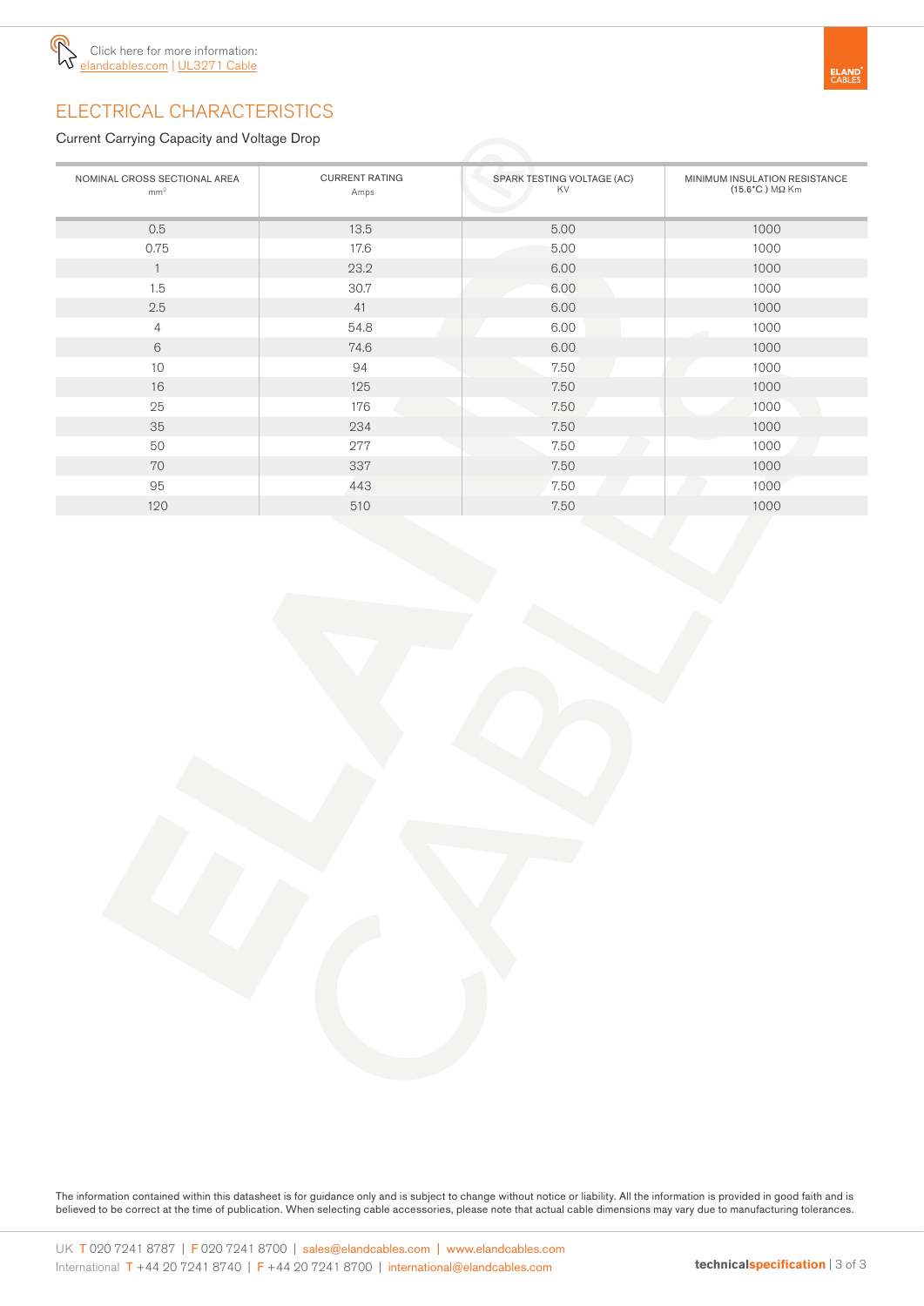Click here for more information:
elandcables.com | UL3271 Cable

## ELECTRICAL CHARACTERISTICS

Current Carrying Capacity and Voltage Drop

| NOMINAL CROSS SECTIONAL AREA $mm^2$ | CURRENT RATING Amps | SPARK TESTING VOLTAGE (AC) KV | MINIMUM INSULATION RESISTANCE (15.6°C ) MΩ Km |
|---|---|---|---|
| 0.5 | 13.5 | 5.00 | 1000 |
| 0.75 | 17.6 | 5.00 | 1000 |
| 1 | 23.2 | 6.00 | 1000 |
| 1.5 | 30.7 | 6.00 | 1000 |
| 2.5 | 41 | 6.00 | 1000 |
| 4 | 54.8 | 6.00 | 1000 |
| 6 | 74.6 | 6.00 | 1000 |
| 10 | 94 | 7.50 | 1000 |
| 16 | 125 | 7.50 | 1000 |
| 25 | 176 | 7.50 | 1000 |
| 35 | 234 | 7.50 | 1000 |
| 50 | 277 | 7.50 | 1000 |
| 70 | 337 | 7.50 | 1000 |
| 95 | 443 | 7.50 | 1000 |
| 120 | 510 | 7.50 | 1000 |

The information contained within this datasheet is for guidance only and is subject to change without notice or liability. All the information is provided in good faith and is believed to be correct at the time of publication. When selecting cable accessories, please note that actual cable dimensions may vary due to manufacturing tolerances.

UK T 020 7241 8787 | F 020 7241 8700 | sales@elandcables.com | www.elandcables.com
International T +44 20 7241 8740 | F +44 20 7241 8700 | international@elandcables.com